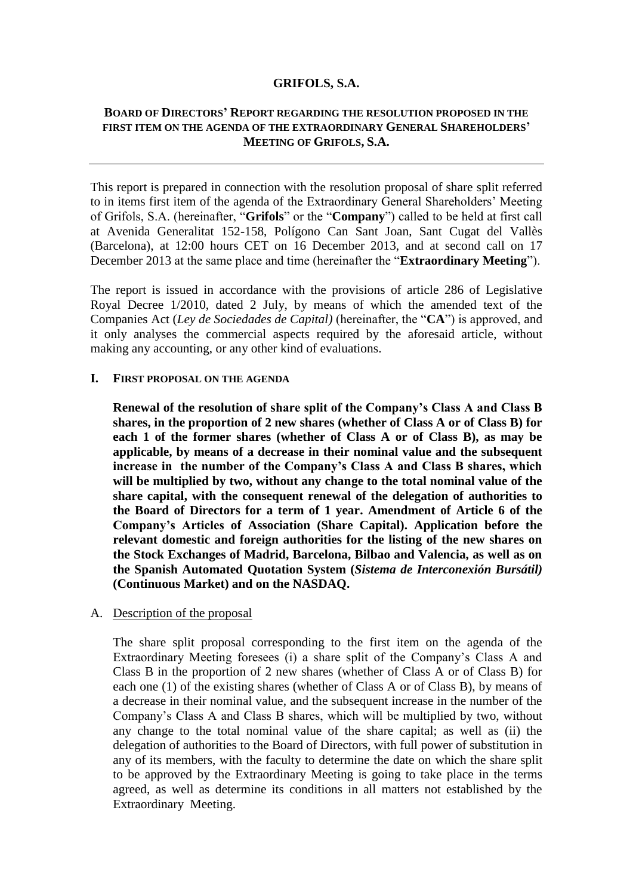# GRIFOLS, S.A.

## BOARD OF DIRECTORS' REPORT REGARDING THE RESOLUTION PROPOSED IN THE FIRST ITEM ON THE AGENDA OF THE EXTRAORDINARY GENERAL SHAREHOLDERS' MEETING OF GRIFOLS, S.A.

---

This report is prepared in connection with the resolution proposal of share split referred to in items first item of the agenda of the Extraordinary General Shareholders' Meeting of Grifols, S.A. (hereinafter, "**Grifols**" or the "**Company**") called to be held at first call at Avenida Generalitat 152-158, Polígono Can Sant Joan, Sant Cugat del Vallès (Barcelona), at 12:00 hours CET on 16 December 2013, and at second call on 17 December 2013 at the same place and time (hereinafter the "**Extraordinary Meeting**").

The report is issued in accordance with the provisions of article 286 of Legislative Royal Decree 1/2010, dated 2 July, by means of which the amended text of the Companies Act (*Ley de Sociedades de Capital)* (hereinafter, the "**CA**") is approved, and it only analyses the commercial aspects required by the aforesaid article, without making any accounting, or any other kind of evaluations.

### I. FIRST PROPOSAL ON THE AGENDA

**Renewal of the resolution of share split of the Company's Class A and Class B shares, in the proportion of 2 new shares (whether of Class A or of Class B) for each 1 of the former shares (whether of Class A or of Class B), as may be applicable, by means of a decrease in their nominal value and the subsequent increase in the number of the Company's Class A and Class B shares, which will be multiplied by two, without any change to the total nominal value of the share capital, with the consequent renewal of the delegation of authorities to the Board of Directors for a term of 1 year. Amendment of Article 6 of the Company's Articles of Association (Share Capital). Application before the relevant domestic and foreign authorities for the listing of the new shares on the Stock Exchanges of Madrid, Barcelona, Bilbao and Valencia, as well as on the Spanish Automated Quotation System (*Sistema de Interconexión Bursátil)* (Continuous Market) and on the NASDAQ.**

A. Description of the proposal

The share split proposal corresponding to the first item on the agenda of the Extraordinary Meeting foresees (i) a share split of the Company's Class A and Class B in the proportion of 2 new shares (whether of Class A or of Class B) for each one (1) of the existing shares (whether of Class A or of Class B), by means of a decrease in their nominal value, and the subsequent increase in the number of the Company's Class A and Class B shares, which will be multiplied by two, without any change to the total nominal value of the share capital; as well as (ii) the delegation of authorities to the Board of Directors, with full power of substitution in any of its members, with the faculty to determine the date on which the share split to be approved by the Extraordinary Meeting is going to take place in the terms agreed, as well as determine its conditions in all matters not established by the Extraordinary Meeting.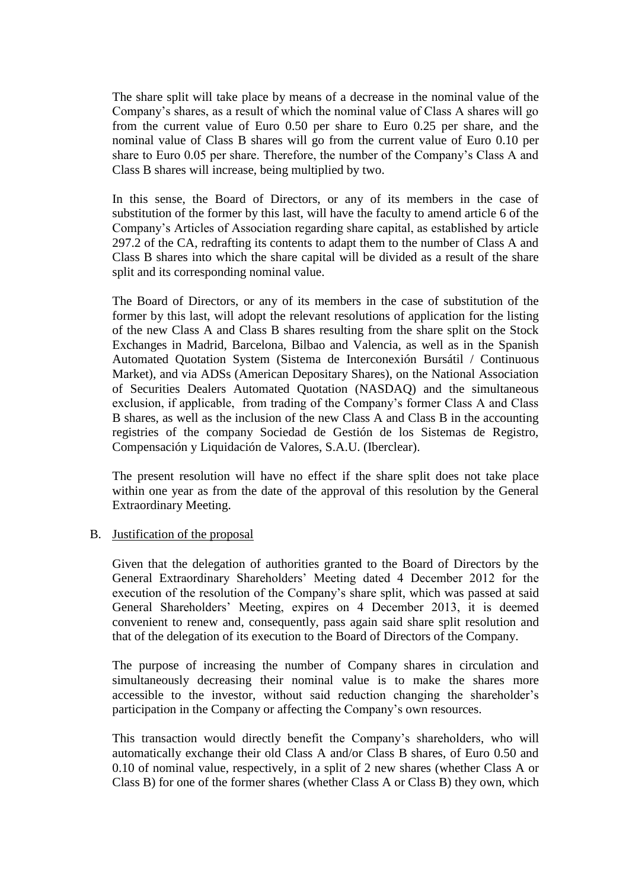The share split will take place by means of a decrease in the nominal value of the Company's shares, as a result of which the nominal value of Class A shares will go from the current value of Euro 0.50 per share to Euro 0.25 per share, and the nominal value of Class B shares will go from the current value of Euro 0.10 per share to Euro 0.05 per share. Therefore, the number of the Company's Class A and Class B shares will increase, being multiplied by two.

In this sense, the Board of Directors, or any of its members in the case of substitution of the former by this last, will have the faculty to amend article 6 of the Company's Articles of Association regarding share capital, as established by article 297.2 of the CA, redrafting its contents to adapt them to the number of Class A and Class B shares into which the share capital will be divided as a result of the share split and its corresponding nominal value.

The Board of Directors, or any of its members in the case of substitution of the former by this last, will adopt the relevant resolutions of application for the listing of the new Class A and Class B shares resulting from the share split on the Stock Exchanges in Madrid, Barcelona, Bilbao and Valencia, as well as in the Spanish Automated Quotation System (Sistema de Interconexión Bursátil / Continuous Market), and via ADSs (American Depositary Shares), on the National Association of Securities Dealers Automated Quotation (NASDAQ) and the simultaneous exclusion, if applicable, from trading of the Company's former Class A and Class B shares, as well as the inclusion of the new Class A and Class B in the accounting registries of the company Sociedad de Gestión de los Sistemas de Registro, Compensación y Liquidación de Valores, S.A.U. (Iberclear).

The present resolution will have no effect if the share split does not take place within one year as from the date of the approval of this resolution by the General Extraordinary Meeting.

B. Justification of the proposal

Given that the delegation of authorities granted to the Board of Directors by the General Extraordinary Shareholders' Meeting dated 4 December 2012 for the execution of the resolution of the Company's share split, which was passed at said General Shareholders' Meeting, expires on 4 December 2013, it is deemed convenient to renew and, consequently, pass again said share split resolution and that of the delegation of its execution to the Board of Directors of the Company.

The purpose of increasing the number of Company shares in circulation and simultaneously decreasing their nominal value is to make the shares more accessible to the investor, without said reduction changing the shareholder's participation in the Company or affecting the Company's own resources.

This transaction would directly benefit the Company's shareholders, who will automatically exchange their old Class A and/or Class B shares, of Euro 0.50 and 0.10 of nominal value, respectively, in a split of 2 new shares (whether Class A or Class B) for one of the former shares (whether Class A or Class B) they own, which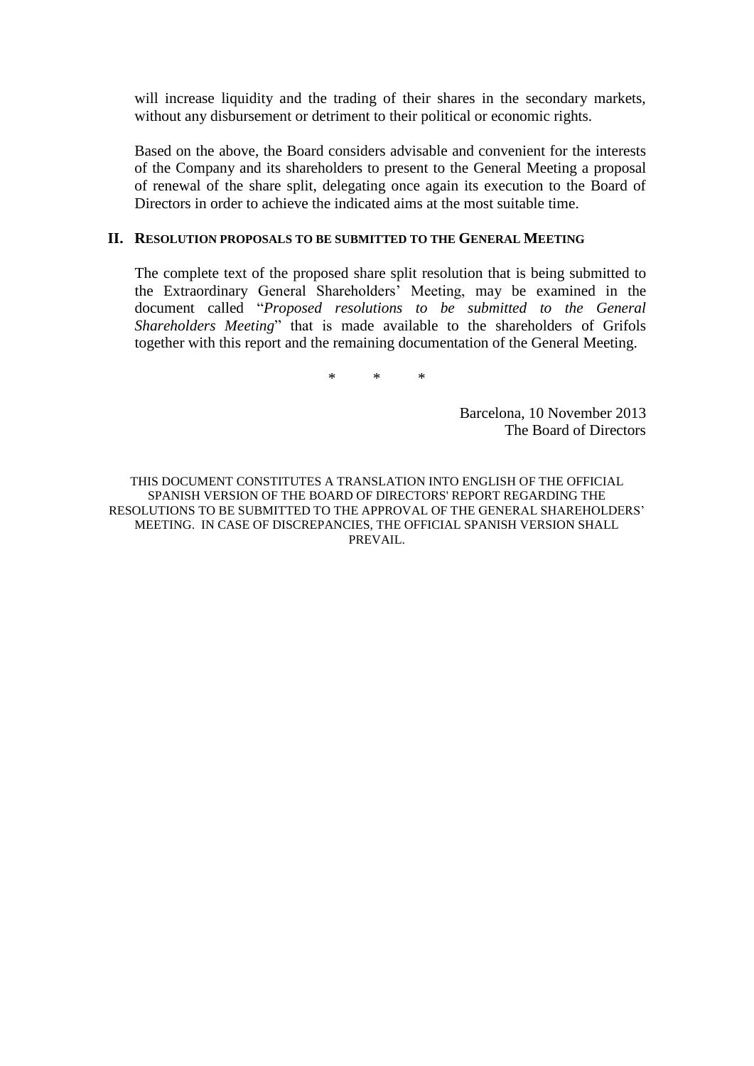will increase liquidity and the trading of their shares in the secondary markets, without any disbursement or detriment to their political or economic rights.

Based on the above, the Board considers advisable and convenient for the interests of the Company and its shareholders to present to the General Meeting a proposal of renewal of the share split, delegating once again its execution to the Board of Directors in order to achieve the indicated aims at the most suitable time.

## II. RESOLUTION PROPOSALS TO BE SUBMITTED TO THE GENERAL MEETING

The complete text of the proposed share split resolution that is being submitted to the Extraordinary General Shareholders' Meeting, may be examined in the document called "*Proposed resolutions to be submitted to the General Shareholders Meeting*" that is made available to the shareholders of Grifols together with this report and the remaining documentation of the General Meeting.

\* \* \*

Barcelona, 10 November 2013
The Board of Directors

THIS DOCUMENT CONSTITUTES A TRANSLATION INTO ENGLISH OF THE OFFICIAL SPANISH VERSION OF THE BOARD OF DIRECTORS' REPORT REGARDING THE RESOLUTIONS TO BE SUBMITTED TO THE APPROVAL OF THE GENERAL SHAREHOLDERS' MEETING. IN CASE OF DISCREPANCIES, THE OFFICIAL SPANISH VERSION SHALL PREVAIL.